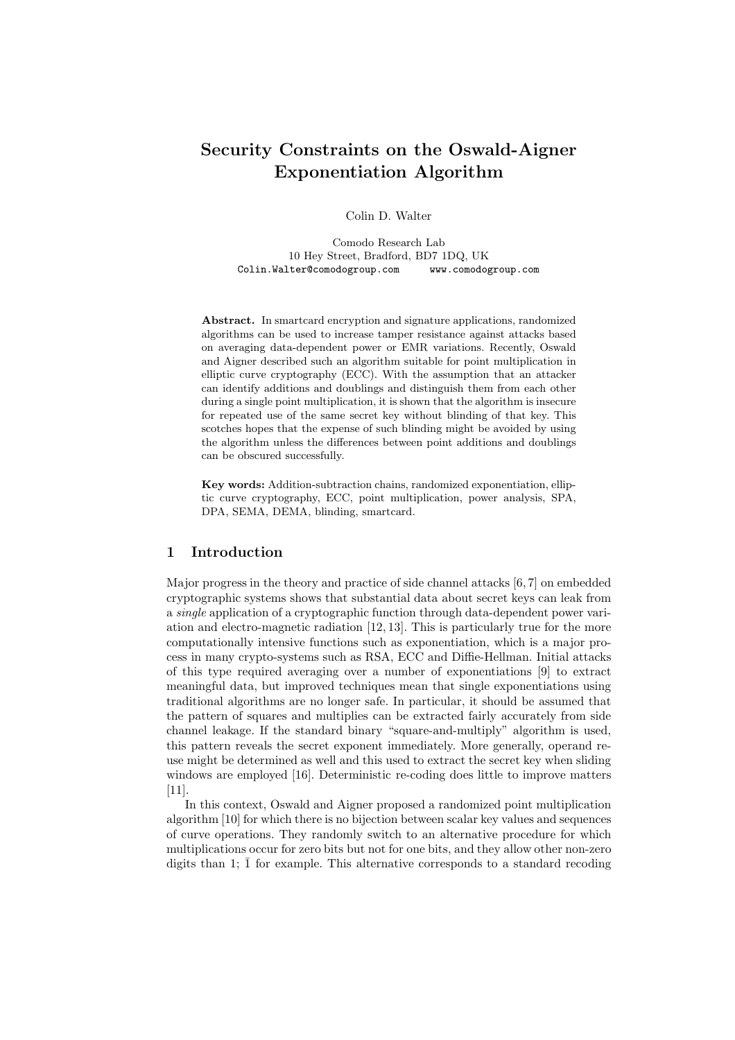# Security Constraints on the Oswald-Aigner Exponentiation Algorithm

Colin D. Walter

Comodo Research Lab
10 Hey Street, Bradford, BD7 1DQ, UK
Colin.Walter@comodogroup.com     www.comodogroup.com

**Abstract.** In smartcard encryption and signature applications, randomized algorithms can be used to increase tamper resistance against attacks based on averaging data-dependent power or EMR variations. Recently, Oswald and Aigner described such an algorithm suitable for point multiplication in elliptic curve cryptography (ECC). With the assumption that an attacker can identify additions and doublings and distinguish them from each other during a single point multiplication, it is shown that the algorithm is insecure for repeated use of the same secret key without blinding of that key. This scotches hopes that the expense of such blinding might be avoided by using the algorithm unless the differences between point additions and doublings can be obscured successfully.

**Key words:** Addition-subtraction chains, randomized exponentiation, elliptic curve cryptography, ECC, point multiplication, power analysis, SPA, DPA, SEMA, DEMA, blinding, smartcard.

## 1 Introduction

Major progress in the theory and practice of side channel attacks [6, 7] on embedded cryptographic systems shows that substantial data about secret keys can leak from a *single* application of a cryptographic function through data-dependent power variation and electro-magnetic radiation [12, 13]. This is particularly true for the more computationally intensive functions such as exponentiation, which is a major process in many crypto-systems such as RSA, ECC and Diffie-Hellman. Initial attacks of this type required averaging over a number of exponentiations [9] to extract meaningful data, but improved techniques mean that single exponentiations using traditional algorithms are no longer safe. In particular, it should be assumed that the pattern of squares and multiplies can be extracted fairly accurately from side channel leakage. If the standard binary "square-and-multiply" algorithm is used, this pattern reveals the secret exponent immediately. More generally, operand re-use might be determined as well and this used to extract the secret key when sliding windows are employed [16]. Deterministic re-coding does little to improve matters [11].

In this context, Oswald and Aigner proposed a randomized point multiplication algorithm [10] for which there is no bijection between scalar key values and sequences of curve operations. They randomly switch to an alternative procedure for which multiplications occur for zero bits but not for one bits, and they allow other non-zero digits than 1; $\bar{1}$ for example. This alternative corresponds to a standard recoding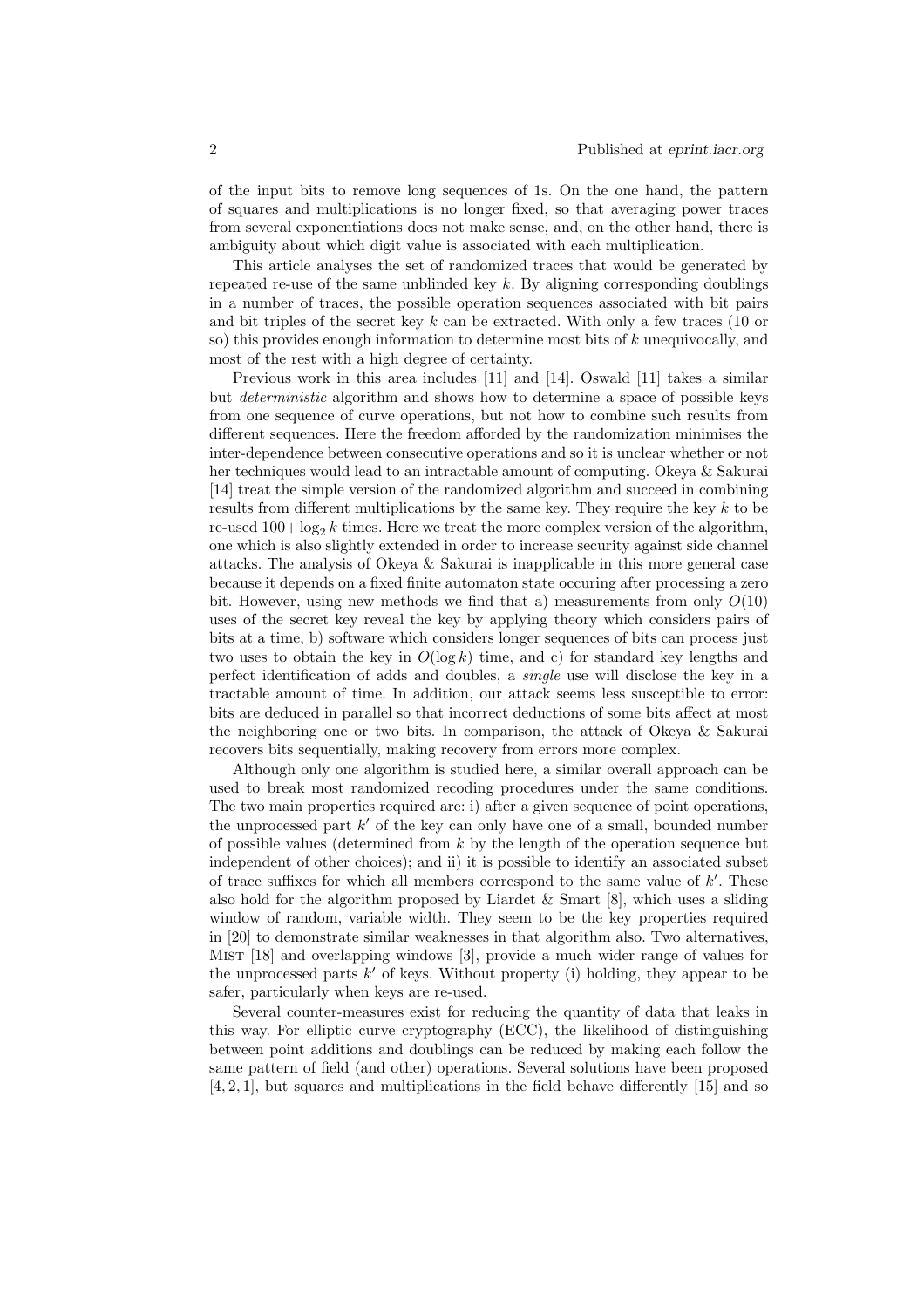of the input bits to remove long sequences of 1s. On the one hand, the pattern of squares and multiplications is no longer fixed, so that averaging power traces from several exponentiations does not make sense, and, on the other hand, there is ambiguity about which digit value is associated with each multiplication.

This article analyses the set of randomized traces that would be generated by repeated re-use of the same unblinded key $k$. By aligning corresponding doublings in a number of traces, the possible operation sequences associated with bit pairs and bit triples of the secret key $k$ can be extracted. With only a few traces (10 or so) this provides enough information to determine most bits of $k$ unequivocally, and most of the rest with a high degree of certainty.

Previous work in this area includes [11] and [14]. Oswald [11] takes a similar but *deterministic* algorithm and shows how to determine a space of possible keys from one sequence of curve operations, but not how to combine such results from different sequences. Here the freedom afforded by the randomization minimises the inter-dependence between consecutive operations and so it is unclear whether or not her techniques would lead to an intractable amount of computing. Okeya & Sakurai [14] treat the simple version of the randomized algorithm and succeed in combining results from different multiplications by the same key. They require the key $k$ to be re-used $100+\log_2 k$ times. Here we treat the more complex version of the algorithm, one which is also slightly extended in order to increase security against side channel attacks. The analysis of Okeya & Sakurai is inapplicable in this more general case because it depends on a fixed finite automaton state occuring after processing a zero bit. However, using new methods we find that a) measurements from only $O(10)$ uses of the secret key reveal the key by applying theory which considers pairs of bits at a time, b) software which considers longer sequences of bits can process just two uses to obtain the key in $O(\log k)$ time, and c) for standard key lengths and perfect identification of adds and doubles, a *single* use will disclose the key in a tractable amount of time. In addition, our attack seems less susceptible to error: bits are deduced in parallel so that incorrect deductions of some bits affect at most the neighboring one or two bits. In comparison, the attack of Okeya & Sakurai recovers bits sequentially, making recovery from errors more complex.

Although only one algorithm is studied here, a similar overall approach can be used to break most randomized recoding procedures under the same conditions. The two main properties required are: i) after a given sequence of point operations, the unprocessed part $k'$ of the key can only have one of a small, bounded number of possible values (determined from $k$ by the length of the operation sequence but independent of other choices); and ii) it is possible to identify an associated subset of trace suffixes for which all members correspond to the same value of $k'$. These also hold for the algorithm proposed by Liardet & Smart [8], which uses a sliding window of random, variable width. They seem to be the key properties required in [20] to demonstrate similar weaknesses in that algorithm also. Two alternatives, Mist [18] and overlapping windows [3], provide a much wider range of values for the unprocessed parts $k'$ of keys. Without property (i) holding, they appear to be safer, particularly when keys are re-used.

Several counter-measures exist for reducing the quantity of data that leaks in this way. For elliptic curve cryptography (ECC), the likelihood of distinguishing between point additions and doublings can be reduced by making each follow the same pattern of field (and other) operations. Several solutions have been proposed [4, 2, 1], but squares and multiplications in the field behave differently [15] and so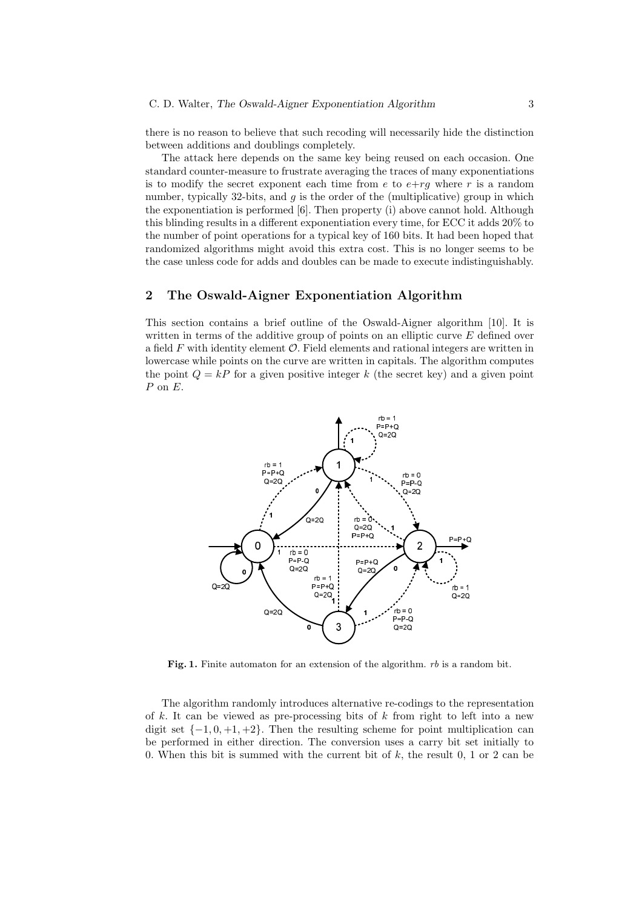there is no reason to believe that such recoding will necessarily hide the distinction between additions and doublings completely.

The attack here depends on the same key being reused on each occasion. One standard counter-measure to frustrate averaging the traces of many exponentiations is to modify the secret exponent each time from $e$ to $e+rg$ where $r$ is a random number, typically 32-bits, and $g$ is the order of the (multiplicative) group in which the exponentiation is performed [6]. Then property (i) above cannot hold. Although this blinding results in a different exponentiation every time, for ECC it adds 20% to the number of point operations for a typical key of 160 bits. It had been hoped that randomized algorithms might avoid this extra cost. This is no longer seems to be the case unless code for adds and doubles can be made to execute indistinguishably.

## 2 The Oswald-Aigner Exponentiation Algorithm

This section contains a brief outline of the Oswald-Aigner algorithm [10]. It is written in terms of the additive group of points on an elliptic curve $E$ defined over a field $F$ with identity element $\mathcal{O}$. Field elements and rational integers are written in lowercase while points on the curve are written in capitals. The algorithm computes the point $Q = kP$ for a given positive integer $k$ (the secret key) and a given point $P$ on $E$.

**Fig. 1.** Finite automaton for an extension of the algorithm. *rb* is a random bit.

The algorithm randomly introduces alternative re-codings to the representation of $k$. It can be viewed as pre-processing bits of $k$ from right to left into a new digit set $\{-1, 0, +1, +2\}$. Then the resulting scheme for point multiplication can be performed in either direction. The conversion uses a carry bit set initially to 0. When this bit is summed with the current bit of $k$, the result 0, 1 or 2 can be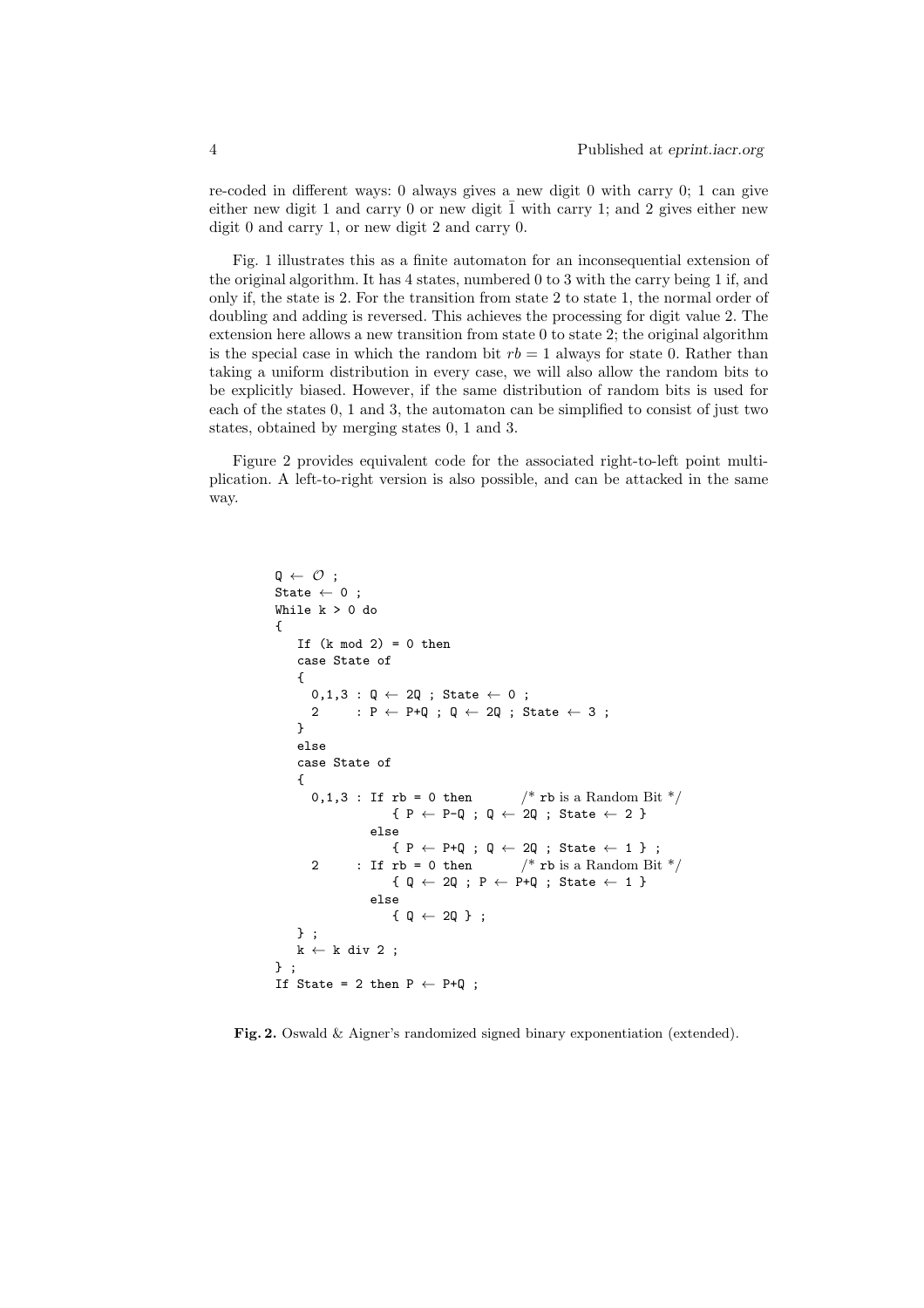re-coded in different ways: 0 always gives a new digit 0 with carry 0; 1 can give either new digit 1 and carry 0 or new digit $\bar{1}$ with carry 1; and 2 gives either new digit 0 and carry 1, or new digit 2 and carry 0.

Fig. 1 illustrates this as a finite automaton for an inconsequential extension of the original algorithm. It has 4 states, numbered 0 to 3 with the carry being 1 if, and only if, the state is 2. For the transition from state 2 to state 1, the normal order of doubling and adding is reversed. This achieves the processing for digit value 2. The extension here allows a new transition from state 0 to state 2; the original algorithm is the special case in which the random bit $rb = 1$ always for state 0. Rather than taking a uniform distribution in every case, we will also allow the random bits to be explicitly biased. However, if the same distribution of random bits is used for each of the states 0, 1 and 3, the automaton can be simplified to consist of just two states, obtained by merging states 0, 1 and 3.

Figure 2 provides equivalent code for the associated right-to-left point multiplication. A left-to-right version is also possible, and can be attacked in the same way.

```
Q ← O ;
State ← 0 ;
While k > 0 do
{
   If (k mod 2) = 0 then
   case State of
   {
     0,1,3 : Q ← 2Q ; State ← 0 ;
     2     : P ← P+Q ; Q ← 2Q ; State ← 3 ;
   }
   else
   case State of
   {
     0,1,3 : If rb = 0 then        /* rb is a Random Bit */
                { P ← P-Q ; Q ← 2Q ; State ← 2 }
             else
                { P ← P+Q ; Q ← 2Q ; State ← 1 } ;
     2     : If rb = 0 then        /* rb is a Random Bit */
                { Q ← 2Q ; P ← P+Q ; State ← 1 }
             else
                { Q ← 2Q } ;
   } ;
   k ← k div 2 ;
} ;
If State = 2 then P ← P+Q ;
```

**Fig. 2.** Oswald & Aigner's randomized signed binary exponentiation (extended).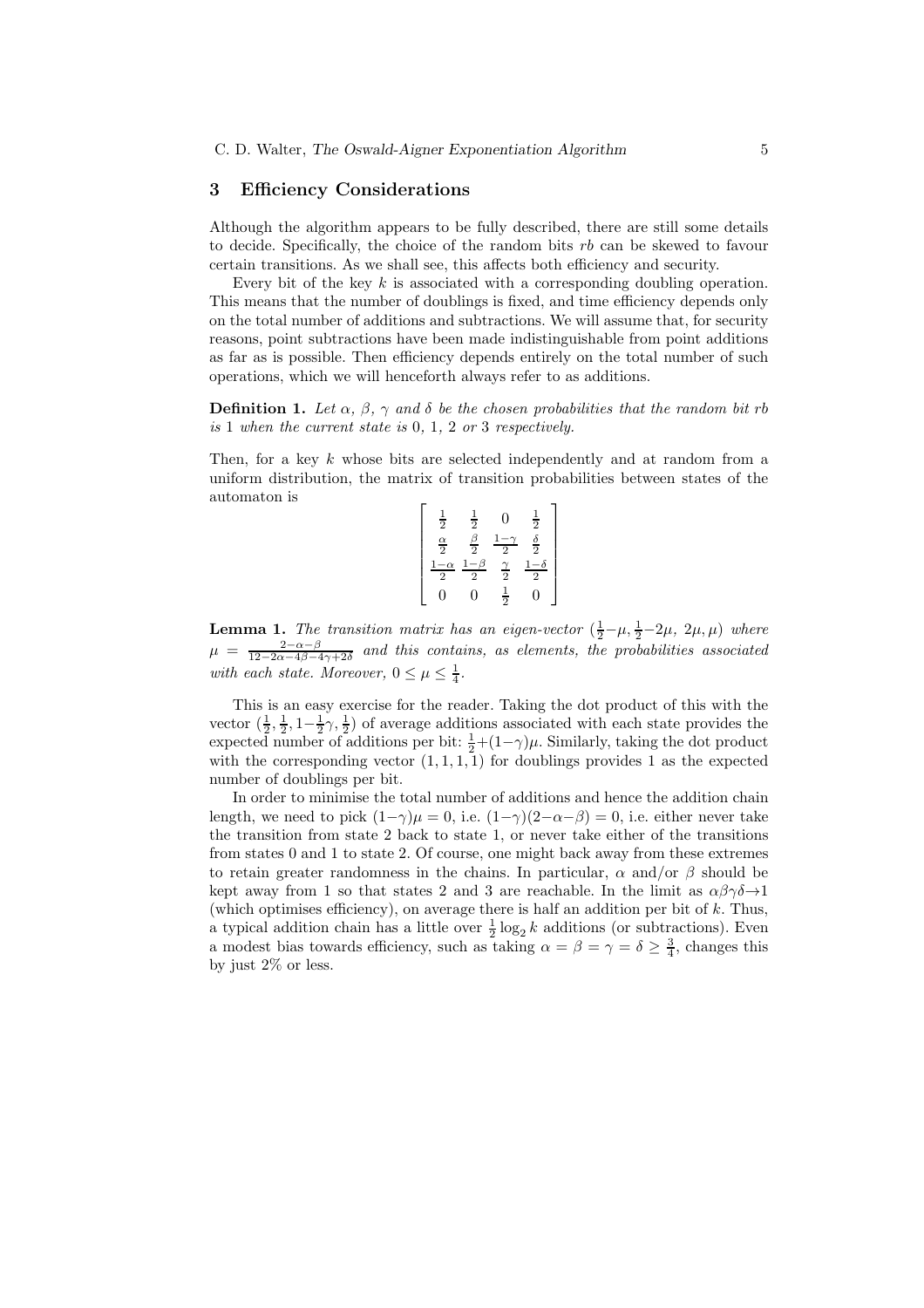## 3 Efficiency Considerations

Although the algorithm appears to be fully described, there are still some details to decide. Specifically, the choice of the random bits *rb* can be skewed to favour certain transitions. As we shall see, this affects both efficiency and security.

Every bit of the key $k$ is associated with a corresponding doubling operation. This means that the number of doublings is fixed, and time efficiency depends only on the total number of additions and subtractions. We will assume that, for security reasons, point subtractions have been made indistinguishable from point additions as far as is possible. Then efficiency depends entirely on the total number of such operations, which we will henceforth always refer to as additions.

**Definition 1.** *Let $\alpha$, $\beta$, $\gamma$ and $\delta$ be the chosen probabilities that the random bit rb is* 1 *when the current state is* 0, 1, 2 *or* 3 *respectively.*

Then, for a key $k$ whose bits are selected independently and at random from a uniform distribution, the matrix of transition probabilities between states of the automaton is

$$\begin{bmatrix} \frac{1}{2} & \frac{1}{2} & 0 & \frac{1}{2} \\ \frac{\alpha}{2} & \frac{\beta}{2} & \frac{1-\gamma}{2} & \frac{\delta}{2} \\ \frac{1-\alpha}{2} & \frac{1-\beta}{2} & \frac{\gamma}{2} & \frac{1-\delta}{2} \\ 0 & 0 & \frac{1}{2} & 0 \end{bmatrix}$$

**Lemma 1.** *The transition matrix has an eigen-vector $(\frac{1}{2}-\mu, \frac{1}{2}-2\mu,\ 2\mu, \mu)$ where $\mu = \frac{2-\alpha-\beta}{12-2\alpha-4\beta-4\gamma+2\delta}$ and this contains, as elements, the probabilities associated with each state. Moreover, $0 \le \mu \le \frac{1}{4}$.*

This is an easy exercise for the reader. Taking the dot product of this with the vector $(\frac{1}{2}, \frac{1}{2}, 1-\frac{1}{2}\gamma, \frac{1}{2})$ of average additions associated with each state provides the expected number of additions per bit: $\frac{1}{2}+(1-\gamma)\mu$. Similarly, taking the dot product with the corresponding vector $(1, 1, 1, 1)$ for doublings provides 1 as the expected number of doublings per bit.

In order to minimise the total number of additions and hence the addition chain length, we need to pick $(1-\gamma)\mu = 0$, i.e. $(1-\gamma)(2-\alpha-\beta) = 0$, i.e. either never take the transition from state 2 back to state 1, or never take either of the transitions from states 0 and 1 to state 2. Of course, one might back away from these extremes to retain greater randomness in the chains. In particular, $\alpha$ and/or $\beta$ should be kept away from 1 so that states 2 and 3 are reachable. In the limit as $\alpha\beta\gamma\delta \to 1$ (which optimises efficiency), on average there is half an addition per bit of $k$. Thus, a typical addition chain has a little over $\frac{1}{2}\log_2 k$ additions (or subtractions). Even a modest bias towards efficiency, such as taking $\alpha = \beta = \gamma = \delta \ge \frac{3}{4}$, changes this by just 2% or less.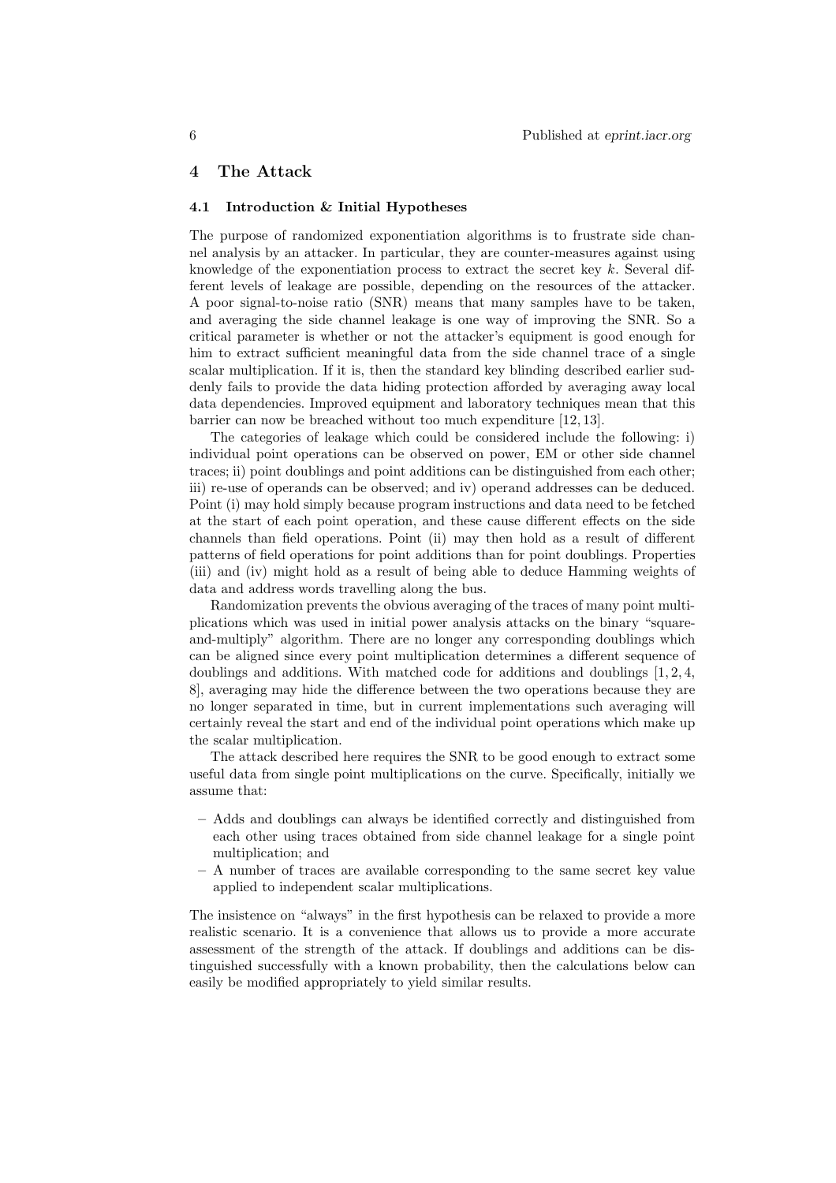## 4 The Attack

### 4.1 Introduction & Initial Hypotheses

The purpose of randomized exponentiation algorithms is to frustrate side channel analysis by an attacker. In particular, they are counter-measures against using knowledge of the exponentiation process to extract the secret key $k$. Several different levels of leakage are possible, depending on the resources of the attacker. A poor signal-to-noise ratio (SNR) means that many samples have to be taken, and averaging the side channel leakage is one way of improving the SNR. So a critical parameter is whether or not the attacker's equipment is good enough for him to extract sufficient meaningful data from the side channel trace of a single scalar multiplication. If it is, then the standard key blinding described earlier suddenly fails to provide the data hiding protection afforded by averaging away local data dependencies. Improved equipment and laboratory techniques mean that this barrier can now be breached without too much expenditure [12, 13].

The categories of leakage which could be considered include the following: i) individual point operations can be observed on power, EM or other side channel traces; ii) point doublings and point additions can be distinguished from each other; iii) re-use of operands can be observed; and iv) operand addresses can be deduced. Point (i) may hold simply because program instructions and data need to be fetched at the start of each point operation, and these cause different effects on the side channels than field operations. Point (ii) may then hold as a result of different patterns of field operations for point additions than for point doublings. Properties (iii) and (iv) might hold as a result of being able to deduce Hamming weights of data and address words travelling along the bus.

Randomization prevents the obvious averaging of the traces of many point multiplications which was used in initial power analysis attacks on the binary "square-and-multiply" algorithm. There are no longer any corresponding doublings which can be aligned since every point multiplication determines a different sequence of doublings and additions. With matched code for additions and doublings [1, 2, 4, 8], averaging may hide the difference between the two operations because they are no longer separated in time, but in current implementations such averaging will certainly reveal the start and end of the individual point operations which make up the scalar multiplication.

The attack described here requires the SNR to be good enough to extract some useful data from single point multiplications on the curve. Specifically, initially we assume that:

- Adds and doublings can always be identified correctly and distinguished from each other using traces obtained from side channel leakage for a single point multiplication; and
- A number of traces are available corresponding to the same secret key value applied to independent scalar multiplications.

The insistence on "always" in the first hypothesis can be relaxed to provide a more realistic scenario. It is a convenience that allows us to provide a more accurate assessment of the strength of the attack. If doublings and additions can be distinguished successfully with a known probability, then the calculations below can easily be modified appropriately to yield similar results.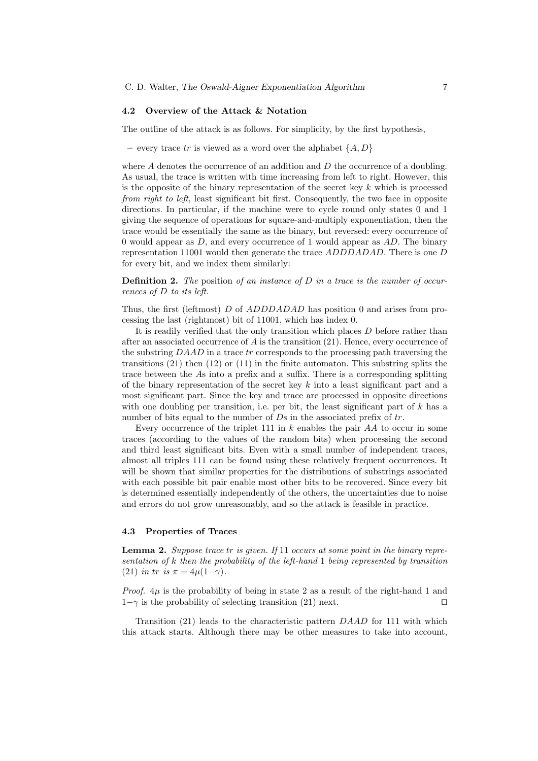### 4.2 Overview of the Attack & Notation

The outline of the attack is as follows. For simplicity, by the first hypothesis,

- every trace $tr$ is viewed as a word over the alphabet $\{A, D\}$

where $A$ denotes the occurrence of an addition and $D$ the occurrence of a doubling. As usual, the trace is written with time increasing from left to right. However, this is the opposite of the binary representation of the secret key $k$ which is processed *from right to left*, least significant bit first. Consequently, the two face in opposite directions. In particular, if the machine were to cycle round only states 0 and 1 giving the sequence of operations for square-and-multiply exponentiation, then the trace would be essentially the same as the binary, but reversed: every occurrence of 0 would appear as $D$, and every occurrence of 1 would appear as $AD$. The binary representation 11001 would then generate the trace $ADDDADAD$. There is one $D$ for every bit, and we index them similarly:

**Definition 2.** *The* position *of an instance of $D$ in a trace is the number of occurrences of $D$ to its left.*

Thus, the first (leftmost) $D$ of $ADDDADAD$ has position 0 and arises from processing the last (rightmost) bit of 11001, which has index 0.

It is readily verified that the only transition which places $D$ before rather than after an associated occurrence of $A$ is the transition (21). Hence, every occurrence of the substring $DAAD$ in a trace $tr$ corresponds to the processing path traversing the transitions (21) then (12) or (11) in the finite automaton. This substring splits the trace between the $A$s into a prefix and a suffix. There is a corresponding splitting of the binary representation of the secret key $k$ into a least significant part and a most significant part. Since the key and trace are processed in opposite directions with one doubling per transition, i.e. per bit, the least significant part of $k$ has a number of bits equal to the number of $D$s in the associated prefix of $tr$.

Every occurrence of the triplet 111 in $k$ enables the pair $AA$ to occur in some traces (according to the values of the random bits) when processing the second and third least significant bits. Even with a small number of independent traces, almost all triples 111 can be found using these relatively frequent occurrences. It will be shown that similar properties for the distributions of substrings associated with each possible bit pair enable most other bits to be recovered. Since every bit is determined essentially independently of the others, the uncertainties due to noise and errors do not grow unreasonably, and so the attack is feasible in practice.

### 4.3 Properties of Traces

**Lemma 2.** *Suppose trace $tr$ is given. If* 11 *occurs at some point in the binary representation of $k$ then the probability of the left-hand* 1 *being represented by transition* (21) *in $tr$ is $\pi = 4\mu(1-\gamma)$.*

*Proof.* $4\mu$ is the probability of being in state 2 as a result of the right-hand 1 and $1-\gamma$ is the probability of selecting transition (21) next. ⊓⊔

Transition (21) leads to the characteristic pattern $DAAD$ for 111 with which this attack starts. Although there may be other measures to take into account,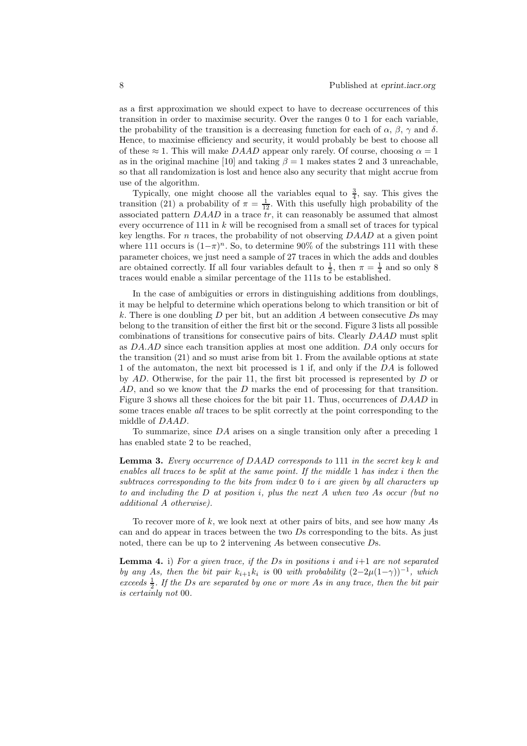as a first approximation we should expect to have to decrease occurrences of this transition in order to maximise security. Over the ranges 0 to 1 for each variable, the probability of the transition is a decreasing function for each of $\alpha$, $\beta$, $\gamma$ and $\delta$. Hence, to maximise efficiency and security, it would probably be best to choose all of these $\approx 1$. This will make $DAAD$ appear only rarely. Of course, choosing $\alpha = 1$ as in the original machine [10] and taking $\beta = 1$ makes states 2 and 3 unreachable, so that all randomization is lost and hence also any security that might accrue from use of the algorithm.

Typically, one might choose all the variables equal to $\frac{3}{4}$, say. This gives the transition (21) a probability of $\pi = \frac{1}{12}$. With this usefully high probability of the associated pattern $DAAD$ in a trace $tr$, it can reasonably be assumed that almost every occurrence of 111 in $k$ will be recognised from a small set of traces for typical key lengths. For $n$ traces, the probability of not observing $DAAD$ at a given point where 111 occurs is $(1-\pi)^n$. So, to determine 90% of the substrings 111 with these parameter choices, we just need a sample of 27 traces in which the adds and doubles are obtained correctly. If all four variables default to $\frac{1}{2}$, then $\pi = \frac{1}{4}$ and so only 8 traces would enable a similar percentage of the 111s to be established.

In the case of ambiguities or errors in distinguishing additions from doublings, it may be helpful to determine which operations belong to which transition or bit of $k$. There is one doubling $D$ per bit, but an addition $A$ between consecutive $D$s may belong to the transition of either the first bit or the second. Figure 3 lists all possible combinations of transitions for consecutive pairs of bits. Clearly $DAAD$ must split as $DA.AD$ since each transition applies at most one addition. $DA$ only occurs for the transition (21) and so must arise from bit 1. From the available options at state 1 of the automaton, the next bit processed is 1 if, and only if the $DA$ is followed by $AD$. Otherwise, for the pair 11, the first bit processed is represented by $D$ or $AD$, and so we know that the $D$ marks the end of processing for that transition. Figure 3 shows all these choices for the bit pair 11. Thus, occurrences of $DAAD$ in some traces enable *all* traces to be split correctly at the point corresponding to the middle of $DAAD$.

To summarize, since $DA$ arises on a single transition only after a preceding 1 has enabled state 2 to be reached,

**Lemma 3.** *Every occurrence of $DAAD$ corresponds to* 111 *in the secret key $k$ and enables all traces to be split at the same point. If the middle* 1 *has index $i$ then the subtraces corresponding to the bits from index* 0 *to $i$ are given by all characters up to and including the $D$ at position $i$, plus the next $A$ when two $A$s occur (but no additional $A$ otherwise).*

To recover more of $k$, we look next at other pairs of bits, and see how many $A$s can and do appear in traces between the two $D$s corresponding to the bits. As just noted, there can be up to 2 intervening $A$s between consecutive $D$s.

**Lemma 4.** i) *For a given trace, if the $D$s in positions $i$ and $i+1$ are not separated by any $A$s, then the bit pair $k_{i+1}k_i$ is* 00 *with probability $(2-2\mu(1-\gamma))^{-1}$, which exceeds $\frac{1}{2}$. If the $D$s are separated by one or more $A$s in any trace, then the bit pair is certainly not* 00.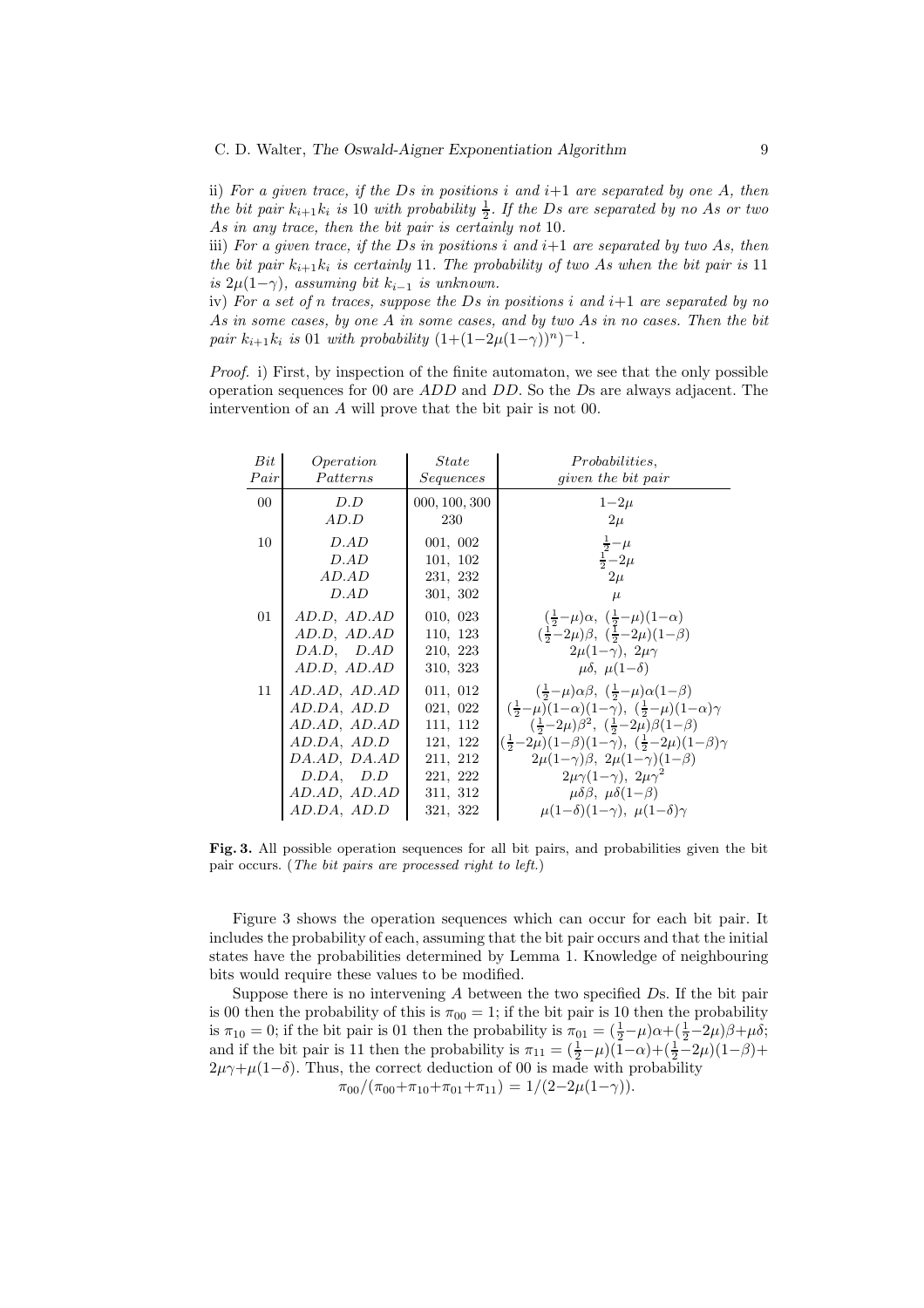ii) *For a given trace, if the Ds in positions i and i+1 are separated by one A, then the bit pair $k_{i+1}k_i$ is* 10 *with probability* $\frac{1}{2}$. *If the Ds are separated by no As or two As in any trace, then the bit pair is certainly not* 10.

iii) *For a given trace, if the Ds in positions i and i+1 are separated by two As, then the bit pair $k_{i+1}k_i$ is certainly* 11. *The probability of two As when the bit pair is* 11 *is* $2\mu(1{-}\gamma)$*, assuming bit $k_{i-1}$ is unknown.*

iv) *For a set of n traces, suppose the Ds in positions i and i+1 are separated by no As in some cases, by one A in some cases, and by two As in no cases. Then the bit pair $k_{i+1}k_i$ is* 01 *with probability* $(1{+}(1{-}2\mu(1{-}\gamma))^n)^{-1}$.

*Proof.* i) First, by inspection of the finite automaton, we see that the only possible operation sequences for 00 are *ADD* and *DD*. So the *D*s are always adjacent. The intervention of an *A* will prove that the bit pair is not 00.

| *Bit Pair* | *Operation Patterns* | *State Sequences* | *Probabilities, given the bit pair* |
|---|---|---|---|
| 00 | *D.D* | 000, 100, 300 | $1{-}2\mu$ |
| | *AD.D* | 230 | $2\mu$ |
| 10 | *D.AD* | 001, 002 | $\frac{1}{2}{-}\mu$ |
| | *D.AD* | 101, 102 | $\frac{1}{2}{-}2\mu$ |
| | *AD.AD* | 231, 232 | $2\mu$ |
| | *D.AD* | 301, 302 | $\mu$ |
| 01 | *AD.D, AD.AD* | 010, 023 | $(\frac{1}{2}{-}\mu)\alpha,\ (\frac{1}{2}{-}\mu)(1{-}\alpha)$ |
| | *AD.D, AD.AD* | 110, 123 | $(\frac{1}{2}{-}2\mu)\beta,\ (\frac{1}{2}{-}2\mu)(1{-}\beta)$ |
| | *DA.D, D.AD* | 210, 223 | $2\mu(1{-}\gamma),\ 2\mu\gamma$ |
| | *AD.D, AD.AD* | 310, 323 | $\mu\delta,\ \mu(1{-}\delta)$ |
| 11 | *AD.AD, AD.AD* | 011, 012 | $(\frac{1}{2}{-}\mu)\alpha\beta,\ (\frac{1}{2}{-}\mu)\alpha(1{-}\beta)$ |
| | *AD.DA, AD.D* | 021, 022 | $(\frac{1}{2}{-}\mu)(1{-}\alpha)(1{-}\gamma),\ (\frac{1}{2}{-}\mu)(1{-}\alpha)\gamma$ |
| | *AD.AD, AD.AD* | 111, 112 | $(\frac{1}{2}{-}2\mu)\beta^2,\ (\frac{1}{2}{-}2\mu)\beta(1{-}\beta)$ |
| | *AD.DA, AD.D* | 121, 122 | $(\frac{1}{2}{-}2\mu)(1{-}\beta)(1{-}\gamma),\ (\frac{1}{2}{-}2\mu)(1{-}\beta)\gamma$ |
| | *DA.AD, DA.AD* | 211, 212 | $2\mu(1{-}\gamma)\beta,\ 2\mu(1{-}\gamma)(1{-}\beta)$ |
| | *D.DA, D.D* | 221, 222 | $2\mu\gamma(1{-}\gamma),\ 2\mu\gamma^2$ |
| | *AD.AD, AD.AD* | 311, 312 | $\mu\delta\beta,\ \mu\delta(1{-}\beta)$ |
| | *AD.DA, AD.D* | 321, 322 | $\mu(1{-}\delta)(1{-}\gamma),\ \mu(1{-}\delta)\gamma$ |

**Fig. 3.** All possible operation sequences for all bit pairs, and probabilities given the bit pair occurs. (*The bit pairs are processed right to left.*)

Figure 3 shows the operation sequences which can occur for each bit pair. It includes the probability of each, assuming that the bit pair occurs and that the initial states have the probabilities determined by Lemma 1. Knowledge of neighbouring bits would require these values to be modified.

Suppose there is no intervening *A* between the two specified *D*s. If the bit pair is 00 then the probability of this is $\pi_{00} = 1$; if the bit pair is 10 then the probability is $\pi_{10} = 0$; if the bit pair is 01 then the probability is $\pi_{01} = (\frac{1}{2}{-}\mu)\alpha{+}(\frac{1}{2}{-}2\mu)\beta{+}\mu\delta$; and if the bit pair is 11 then the probability is $\pi_{11} = (\frac{1}{2}{-}\mu)(1{-}\alpha){+}(\frac{1}{2}{-}2\mu)(1{-}\beta){+}2\mu\gamma{+}\mu(1{-}\delta)$. Thus, the correct deduction of 00 is made with probability

$$\pi_{00}/(\pi_{00}{+}\pi_{10}{+}\pi_{01}{+}\pi_{11}) = 1/(2{-}2\mu(1{-}\gamma)).$$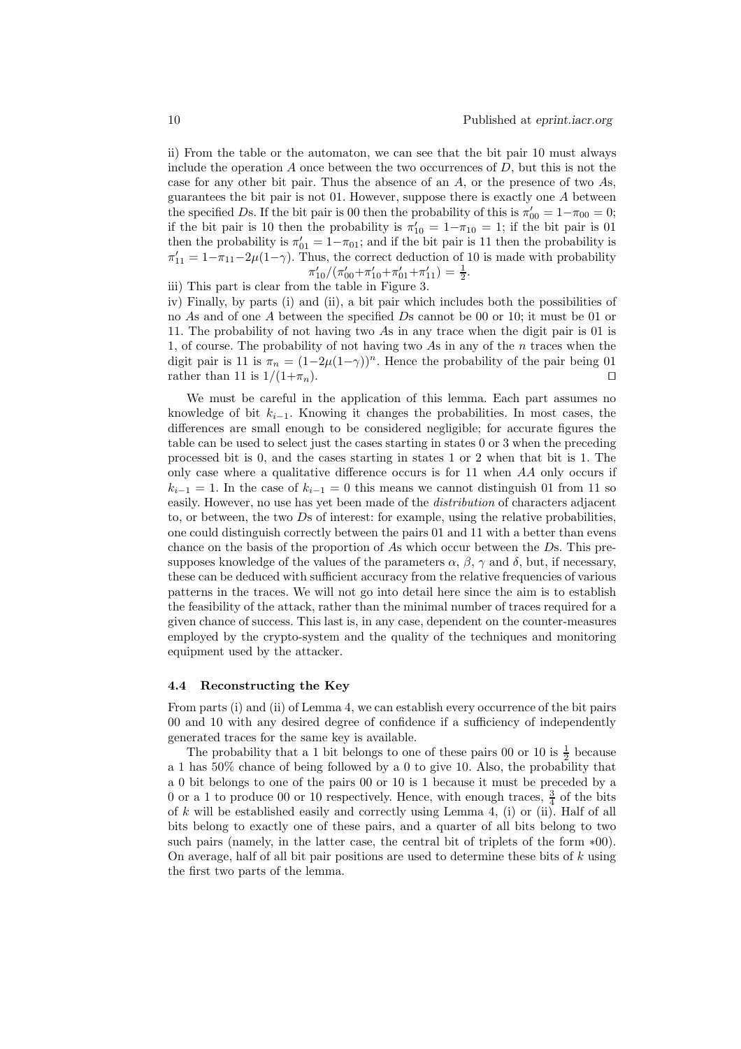ii) From the table or the automaton, we can see that the bit pair 10 must always include the operation $A$ once between the two occurrences of $D$, but this is not the case for any other bit pair. Thus the absence of an $A$, or the presence of two $A$s, guarantees the bit pair is not 01. However, suppose there is exactly one $A$ between the specified $D$s. If the bit pair is 00 then the probability of this is $\pi'_{00} = 1-\pi_{00} = 0$; if the bit pair is 10 then the probability is $\pi'_{10} = 1-\pi_{10} = 1$; if the bit pair is 01 then the probability is $\pi'_{01} = 1-\pi_{01}$; and if the bit pair is 11 then the probability is $\pi'_{11} = 1-\pi_{11}-2\mu(1-\gamma)$. Thus, the correct deduction of 10 is made with probability

$$\pi'_{10}/(\pi'_{00}+\pi'_{10}+\pi'_{01}+\pi'_{11}) = \tfrac{1}{2}.$$

iii) This part is clear from the table in Figure 3.

iv) Finally, by parts (i) and (ii), a bit pair which includes both the possibilities of no $A$s and of one $A$ between the specified $D$s cannot be 00 or 10; it must be 01 or 11. The probability of not having two $A$s in any trace when the digit pair is 01 is 1, of course. The probability of not having two $A$s in any of the $n$ traces when the digit pair is 11 is $\pi_n = (1-2\mu(1-\gamma))^n$. Hence the probability of the pair being 01 rather than 11 is $1/(1+\pi_n)$. □

We must be careful in the application of this lemma. Each part assumes no knowledge of bit $k_{i-1}$. Knowing it changes the probabilities. In most cases, the differences are small enough to be considered negligible; for accurate figures the table can be used to select just the cases starting in states 0 or 3 when the preceding processed bit is 0, and the cases starting in states 1 or 2 when that bit is 1. The only case where a qualitative difference occurs is for 11 when $AA$ only occurs if $k_{i-1} = 1$. In the case of $k_{i-1} = 0$ this means we cannot distinguish 01 from 11 so easily. However, no use has yet been made of the *distribution* of characters adjacent to, or between, the two $D$s of interest: for example, using the relative probabilities, one could distinguish correctly between the pairs 01 and 11 with a better than evens chance on the basis of the proportion of $A$s which occur between the $D$s. This presupposes knowledge of the values of the parameters $\alpha$, $\beta$, $\gamma$ and $\delta$, but, if necessary, these can be deduced with sufficient accuracy from the relative frequencies of various patterns in the traces. We will not go into detail here since the aim is to establish the feasibility of the attack, rather than the minimal number of traces required for a given chance of success. This last is, in any case, dependent on the counter-measures employed by the crypto-system and the quality of the techniques and monitoring equipment used by the attacker.

### 4.4 Reconstructing the Key

From parts (i) and (ii) of Lemma 4, we can establish every occurrence of the bit pairs 00 and 10 with any desired degree of confidence if a sufficiency of independently generated traces for the same key is available.

The probability that a 1 bit belongs to one of these pairs 00 or 10 is $\frac{1}{2}$ because a 1 has 50% chance of being followed by a 0 to give 10. Also, the probability that a 0 bit belongs to one of the pairs 00 or 10 is 1 because it must be preceded by a 0 or a 1 to produce 00 or 10 respectively. Hence, with enough traces, $\frac{3}{4}$ of the bits of $k$ will be established easily and correctly using Lemma 4, (i) or (ii). Half of all bits belong to exactly one of these pairs, and a quarter of all bits belong to two such pairs (namely, in the latter case, the central bit of triplets of the form $*00$). On average, half of all bit pair positions are used to determine these bits of $k$ using the first two parts of the lemma.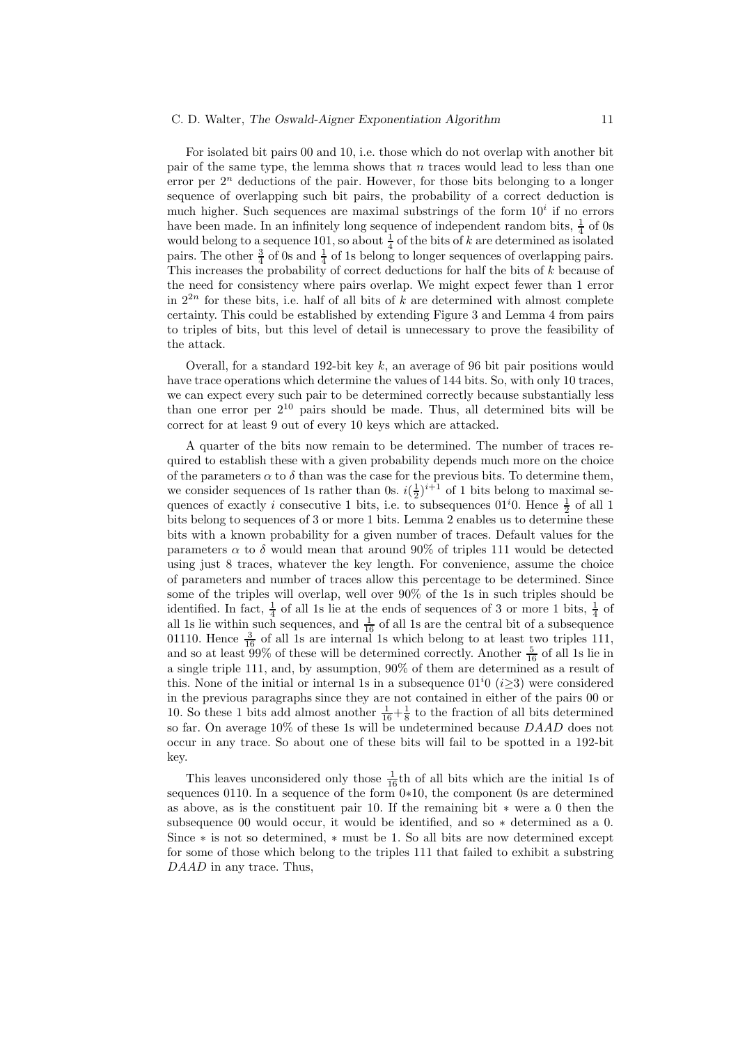For isolated bit pairs 00 and 10, i.e. those which do not overlap with another bit pair of the same type, the lemma shows that $n$ traces would lead to less than one error per $2^n$ deductions of the pair. However, for those bits belonging to a longer sequence of overlapping such bit pairs, the probability of a correct deduction is much higher. Such sequences are maximal substrings of the form $10^i$ if no errors have been made. In an infinitely long sequence of independent random bits, $\frac{1}{4}$ of 0s would belong to a sequence 101, so about $\frac{1}{4}$ of the bits of $k$ are determined as isolated pairs. The other $\frac{3}{4}$ of 0s and $\frac{1}{4}$ of 1s belong to longer sequences of overlapping pairs. This increases the probability of correct deductions for half the bits of $k$ because of the need for consistency where pairs overlap. We might expect fewer than 1 error in $2^{2n}$ for these bits, i.e. half of all bits of $k$ are determined with almost complete certainty. This could be established by extending Figure 3 and Lemma 4 from pairs to triples of bits, but this level of detail is unnecessary to prove the feasibility of the attack.

Overall, for a standard 192-bit key $k$, an average of 96 bit pair positions would have trace operations which determine the values of 144 bits. So, with only 10 traces, we can expect every such pair to be determined correctly because substantially less than one error per $2^{10}$ pairs should be made. Thus, all determined bits will be correct for at least 9 out of every 10 keys which are attacked.

A quarter of the bits now remain to be determined. The number of traces required to establish these with a given probability depends much more on the choice of the parameters $\alpha$ to $\delta$ than was the case for the previous bits. To determine them, we consider sequences of 1s rather than 0s. $i(\frac{1}{2})^{i+1}$ of 1 bits belong to maximal sequences of exactly $i$ consecutive 1 bits, i.e. to subsequences $01^i0$. Hence $\frac{1}{2}$ of all 1 bits belong to sequences of 3 or more 1 bits. Lemma 2 enables us to determine these bits with a known probability for a given number of traces. Default values for the parameters $\alpha$ to $\delta$ would mean that around 90% of triples 111 would be detected using just 8 traces, whatever the key length. For convenience, assume the choice of parameters and number of traces allow this percentage to be determined. Since some of the triples will overlap, well over 90% of the 1s in such triples should be identified. In fact, $\frac{1}{4}$ of all 1s lie at the ends of sequences of 3 or more 1 bits, $\frac{1}{4}$ of all 1s lie within such sequences, and $\frac{1}{16}$ of all 1s are the central bit of a subsequence 01110. Hence $\frac{3}{16}$ of all 1s are internal 1s which belong to at least two triples 111, and so at least 99% of these will be determined correctly. Another $\frac{5}{16}$ of all 1s lie in a single triple 111, and, by assumption, 90% of them are determined as a result of this. None of the initial or internal 1s in a subsequence $01^i0$ ($i{\geq}3$) were considered in the previous paragraphs since they are not contained in either of the pairs 00 or 10. So these 1 bits add almost another $\frac{1}{16}+\frac{1}{8}$ to the fraction of all bits determined so far. On average 10% of these 1s will be undetermined because *DAAD* does not occur in any trace. So about one of these bits will fail to be spotted in a 192-bit key.

This leaves unconsidered only those $\frac{1}{16}$th of all bits which are the initial 1s of sequences 0110. In a sequence of the form $0{*}10$, the component 0s are determined as above, as is the constituent pair 10. If the remaining bit $*$ were a 0 then the subsequence 00 would occur, it would be identified, and so $*$ determined as a 0. Since $*$ is not so determined, $*$ must be 1. So all bits are now determined except for some of those which belong to the triples 111 that failed to exhibit a substring *DAAD* in any trace. Thus,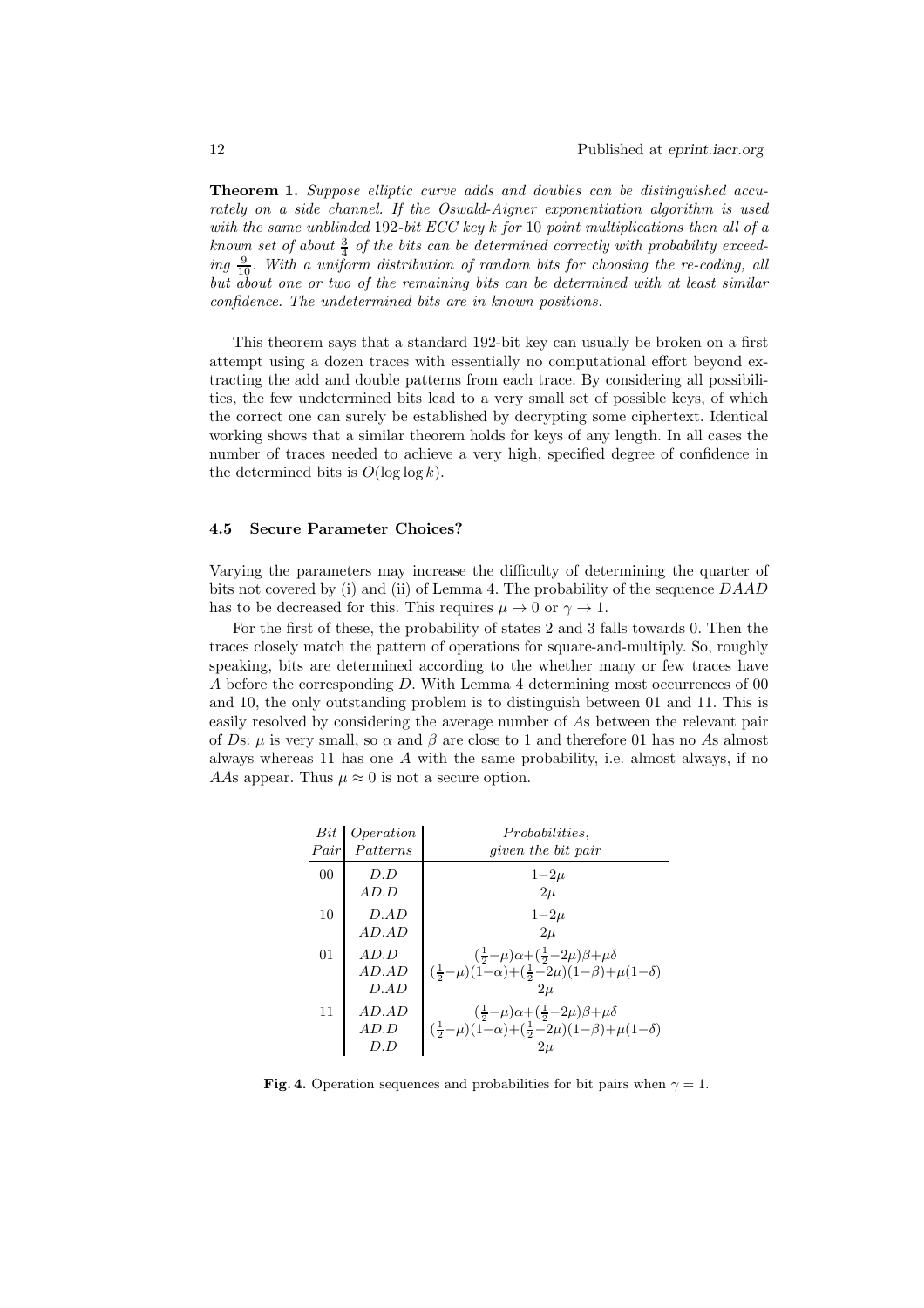**Theorem 1.** *Suppose elliptic curve adds and doubles can be distinguished accurately on a side channel. If the Oswald-Aigner exponentiation algorithm is used with the same unblinded* 192*-bit ECC key* $k$ *for* 10 *point multiplications then all of a known set of about* $\frac{3}{4}$ *of the bits can be determined correctly with probability exceeding* $\frac{9}{10}$*. With a uniform distribution of random bits for choosing the re-coding, all but about one or two of the remaining bits can be determined with at least similar confidence. The undetermined bits are in known positions.*

This theorem says that a standard 192-bit key can usually be broken on a first attempt using a dozen traces with essentially no computational effort beyond extracting the add and double patterns from each trace. By considering all possibilities, the few undetermined bits lead to a very small set of possible keys, of which the correct one can surely be established by decrypting some ciphertext. Identical working shows that a similar theorem holds for keys of any length. In all cases the number of traces needed to achieve a very high, specified degree of confidence in the determined bits is $O(\log\log k)$.

### 4.5 Secure Parameter Choices?

Varying the parameters may increase the difficulty of determining the quarter of bits not covered by (i) and (ii) of Lemma 4. The probability of the sequence $DAAD$ has to be decreased for this. This requires $\mu \to 0$ or $\gamma \to 1$.

For the first of these, the probability of states 2 and 3 falls towards 0. Then the traces closely match the pattern of operations for square-and-multiply. So, roughly speaking, bits are determined according to the whether many or few traces have $A$ before the corresponding $D$. With Lemma 4 determining most occurrences of 00 and 10, the only outstanding problem is to distinguish between 01 and 11. This is easily resolved by considering the average number of $A$s between the relevant pair of $D$s: $\mu$ is very small, so $\alpha$ and $\beta$ are close to 1 and therefore 01 has no $A$s almost always whereas 11 has one $A$ with the same probability, i.e. almost always, if no $AA$s appear. Thus $\mu \approx 0$ is not a secure option.

| *Bit Pair* | *Operation Patterns* | *Probabilities, given the bit pair* |
|---|---|---|
| 00 | $D.D$ | $1-2\mu$ |
| | $AD.D$ | $2\mu$ |
| 10 | $D.AD$ | $1-2\mu$ |
| | $AD.AD$ | $2\mu$ |
| 01 | $AD.D$ | $(\frac{1}{2}-\mu)\alpha+(\frac{1}{2}-2\mu)\beta+\mu\delta$ |
| | $AD.AD$ | $(\frac{1}{2}-\mu)(1-\alpha)+(\frac{1}{2}-2\mu)(1-\beta)+\mu(1-\delta)$ |
| | $D.AD$ | $2\mu$ |
| 11 | $AD.AD$ | $(\frac{1}{2}-\mu)\alpha+(\frac{1}{2}-2\mu)\beta+\mu\delta$ |
| | $AD.D$ | $(\frac{1}{2}-\mu)(1-\alpha)+(\frac{1}{2}-2\mu)(1-\beta)+\mu(1-\delta)$ |
| | $D.D$ | $2\mu$ |

**Fig. 4.** Operation sequences and probabilities for bit pairs when $\gamma = 1$.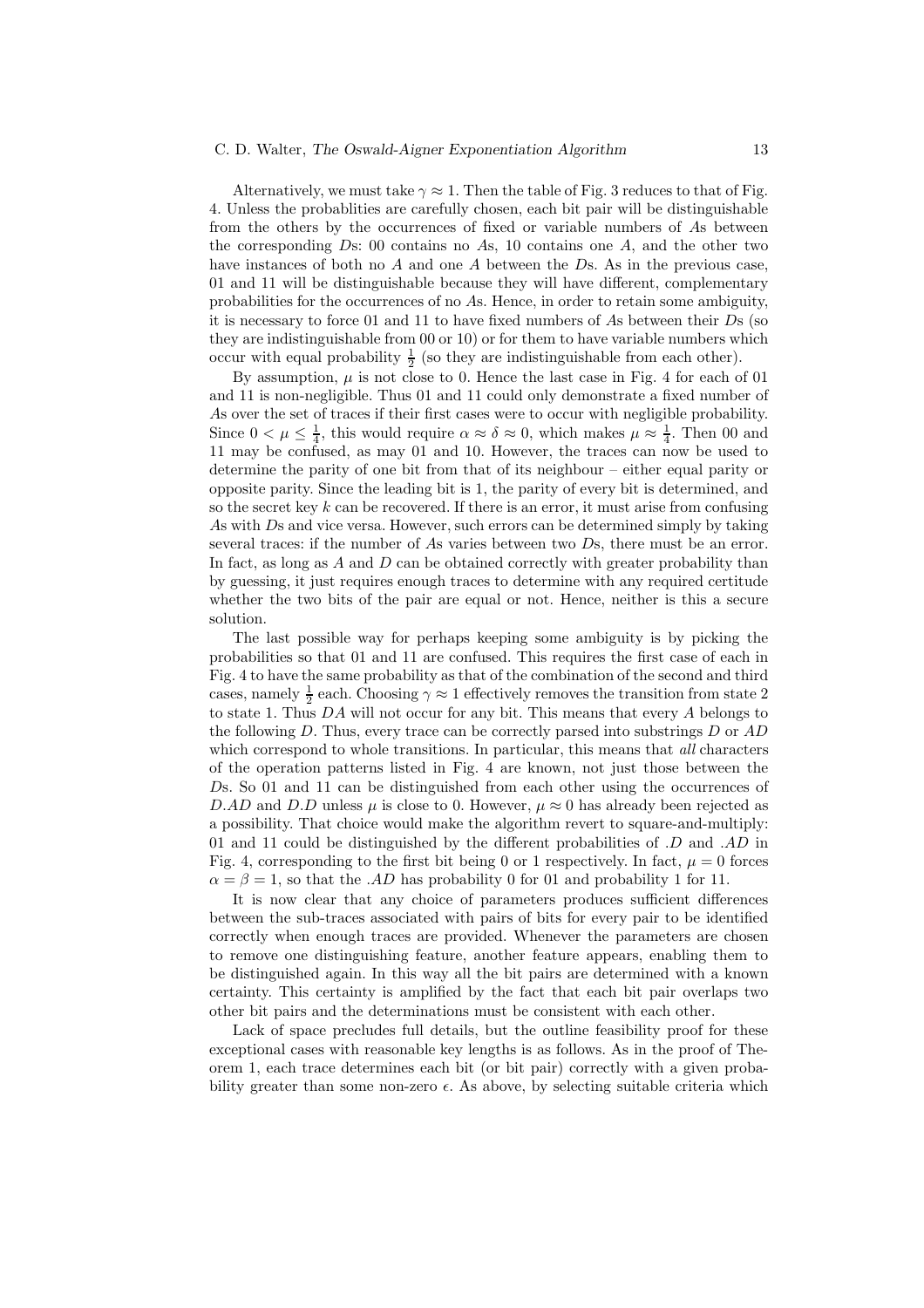Alternatively, we must take $\gamma \approx 1$. Then the table of Fig. 3 reduces to that of Fig. 4. Unless the probablities are carefully chosen, each bit pair will be distinguishable from the others by the occurrences of fixed or variable numbers of $A$s between the corresponding $D$s: 00 contains no $A$s, 10 contains one $A$, and the other two have instances of both no $A$ and one $A$ between the $D$s. As in the previous case, 01 and 11 will be distinguishable because they will have different, complementary probabilities for the occurrences of no $A$s. Hence, in order to retain some ambiguity, it is necessary to force 01 and 11 to have fixed numbers of $A$s between their $D$s (so they are indistinguishable from 00 or 10) or for them to have variable numbers which occur with equal probability $\frac{1}{2}$ (so they are indistinguishable from each other).

By assumption, $\mu$ is not close to 0. Hence the last case in Fig. 4 for each of 01 and 11 is non-negligible. Thus 01 and 11 could only demonstrate a fixed number of $A$s over the set of traces if their first cases were to occur with negligible probability. Since $0 < \mu \leq \frac{1}{4}$, this would require $\alpha \approx \delta \approx 0$, which makes $\mu \approx \frac{1}{4}$. Then 00 and 11 may be confused, as may 01 and 10. However, the traces can now be used to determine the parity of one bit from that of its neighbour – either equal parity or opposite parity. Since the leading bit is 1, the parity of every bit is determined, and so the secret key $k$ can be recovered. If there is an error, it must arise from confusing $A$s with $D$s and vice versa. However, such errors can be determined simply by taking several traces: if the number of $A$s varies between two $D$s, there must be an error. In fact, as long as $A$ and $D$ can be obtained correctly with greater probability than by guessing, it just requires enough traces to determine with any required certitude whether the two bits of the pair are equal or not. Hence, neither is this a secure solution.

The last possible way for perhaps keeping some ambiguity is by picking the probabilities so that 01 and 11 are confused. This requires the first case of each in Fig. 4 to have the same probability as that of the combination of the second and third cases, namely $\frac{1}{2}$ each. Choosing $\gamma \approx 1$ effectively removes the transition from state 2 to state 1. Thus $DA$ will not occur for any bit. This means that every $A$ belongs to the following $D$. Thus, every trace can be correctly parsed into substrings $D$ or $AD$ which correspond to whole transitions. In particular, this means that *all* characters of the operation patterns listed in Fig. 4 are known, not just those between the $D$s. So 01 and 11 can be distinguished from each other using the occurrences of $D.AD$ and $D.D$ unless $\mu$ is close to 0. However, $\mu \approx 0$ has already been rejected as a possibility. That choice would make the algorithm revert to square-and-multiply: 01 and 11 could be distinguished by the different probabilities of $.D$ and $.AD$ in Fig. 4, corresponding to the first bit being 0 or 1 respectively. In fact, $\mu = 0$ forces $\alpha = \beta = 1$, so that the $.AD$ has probability 0 for 01 and probability 1 for 11.

It is now clear that any choice of parameters produces sufficient differences between the sub-traces associated with pairs of bits for every pair to be identified correctly when enough traces are provided. Whenever the parameters are chosen to remove one distinguishing feature, another feature appears, enabling them to be distinguished again. In this way all the bit pairs are determined with a known certainty. This certainty is amplified by the fact that each bit pair overlaps two other bit pairs and the determinations must be consistent with each other.

Lack of space precludes full details, but the outline feasibility proof for these exceptional cases with reasonable key lengths is as follows. As in the proof of Theorem 1, each trace determines each bit (or bit pair) correctly with a given probability greater than some non-zero $\epsilon$. As above, by selecting suitable criteria which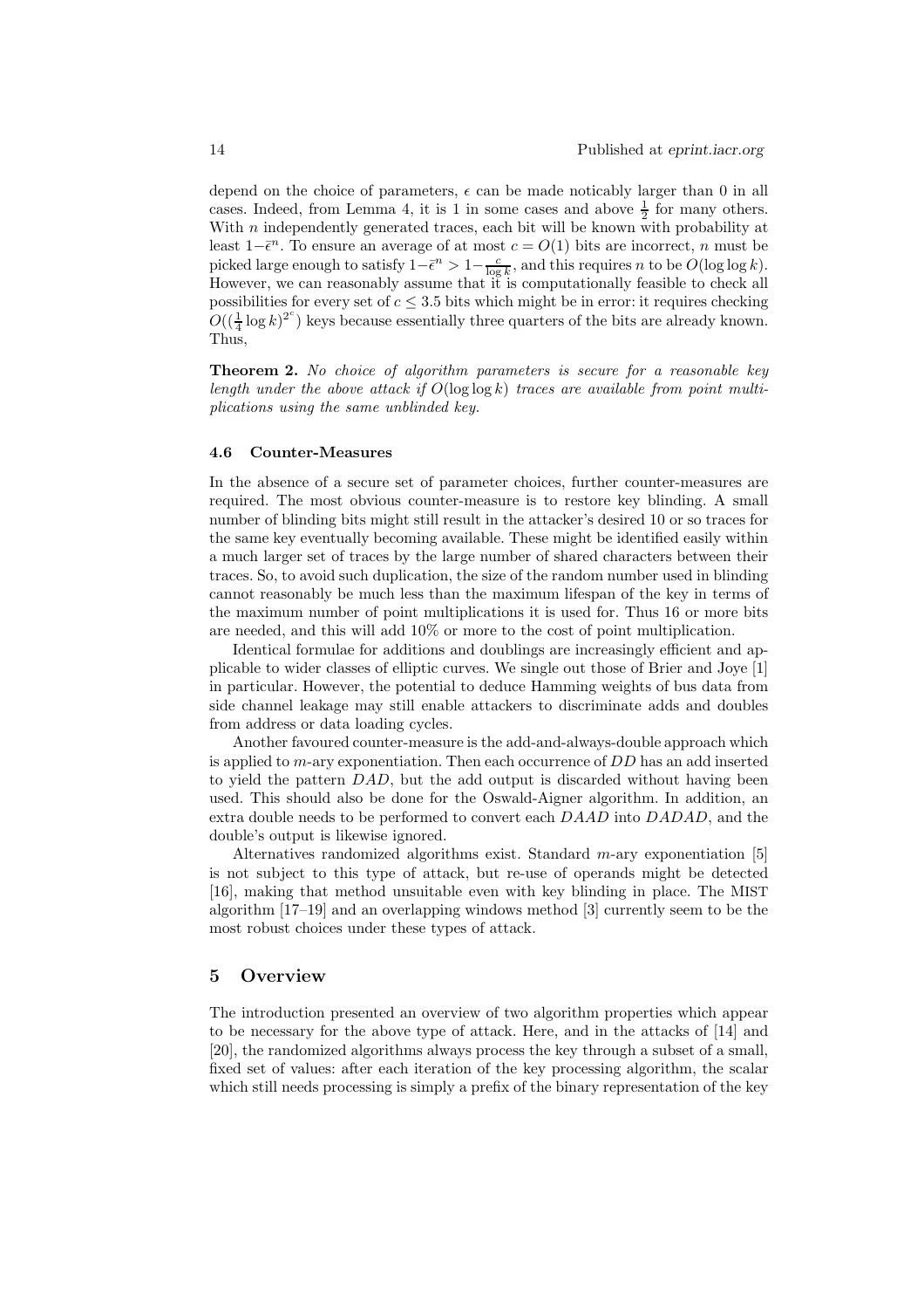depend on the choice of parameters, $\epsilon$ can be made noticably larger than 0 in all cases. Indeed, from Lemma 4, it is 1 in some cases and above $\frac{1}{2}$ for many others. With $n$ independently generated traces, each bit will be known with probability at least $1-\bar{\epsilon}^n$. To ensure an average of at most $c = O(1)$ bits are incorrect, $n$ must be picked large enough to satisfy $1-\bar{\epsilon}^n > 1-\frac{c}{\log k}$, and this requires $n$ to be $O(\log\log k)$. However, we can reasonably assume that it is computationally feasible to check all possibilities for every set of $c \leq 3.5$ bits which might be in error: it requires checking $O((\frac{1}{4}\log k)^{2^c})$ keys because essentially three quarters of the bits are already known. Thus,

**Theorem 2.** *No choice of algorithm parameters is secure for a reasonable key length under the above attack if $O(\log\log k)$ traces are available from point multiplications using the same unblinded key.*

### 4.6 Counter-Measures

In the absence of a secure set of parameter choices, further counter-measures are required. The most obvious counter-measure is to restore key blinding. A small number of blinding bits might still result in the attacker's desired 10 or so traces for the same key eventually becoming available. These might be identified easily within a much larger set of traces by the large number of shared characters between their traces. So, to avoid such duplication, the size of the random number used in blinding cannot reasonably be much less than the maximum lifespan of the key in terms of the maximum number of point multiplications it is used for. Thus 16 or more bits are needed, and this will add 10% or more to the cost of point multiplication.

Identical formulae for additions and doublings are increasingly efficient and applicable to wider classes of elliptic curves. We single out those of Brier and Joye [1] in particular. However, the potential to deduce Hamming weights of bus data from side channel leakage may still enable attackers to discriminate adds and doubles from address or data loading cycles.

Another favoured counter-measure is the add-and-always-double approach which is applied to $m$-ary exponentiation. Then each occurrence of $DD$ has an add inserted to yield the pattern $DAD$, but the add output is discarded without having been used. This should also be done for the Oswald-Aigner algorithm. In addition, an extra double needs to be performed to convert each $DAAD$ into $DADAD$, and the double's output is likewise ignored.

Alternatives randomized algorithms exist. Standard $m$-ary exponentiation [5] is not subject to this type of attack, but re-use of operands might be detected [16], making that method unsuitable even with key blinding in place. The MIST algorithm [17–19] and an overlapping windows method [3] currently seem to be the most robust choices under these types of attack.

## 5 Overview

The introduction presented an overview of two algorithm properties which appear to be necessary for the above type of attack. Here, and in the attacks of [14] and [20], the randomized algorithms always process the key through a subset of a small, fixed set of values: after each iteration of the key processing algorithm, the scalar which still needs processing is simply a prefix of the binary representation of the key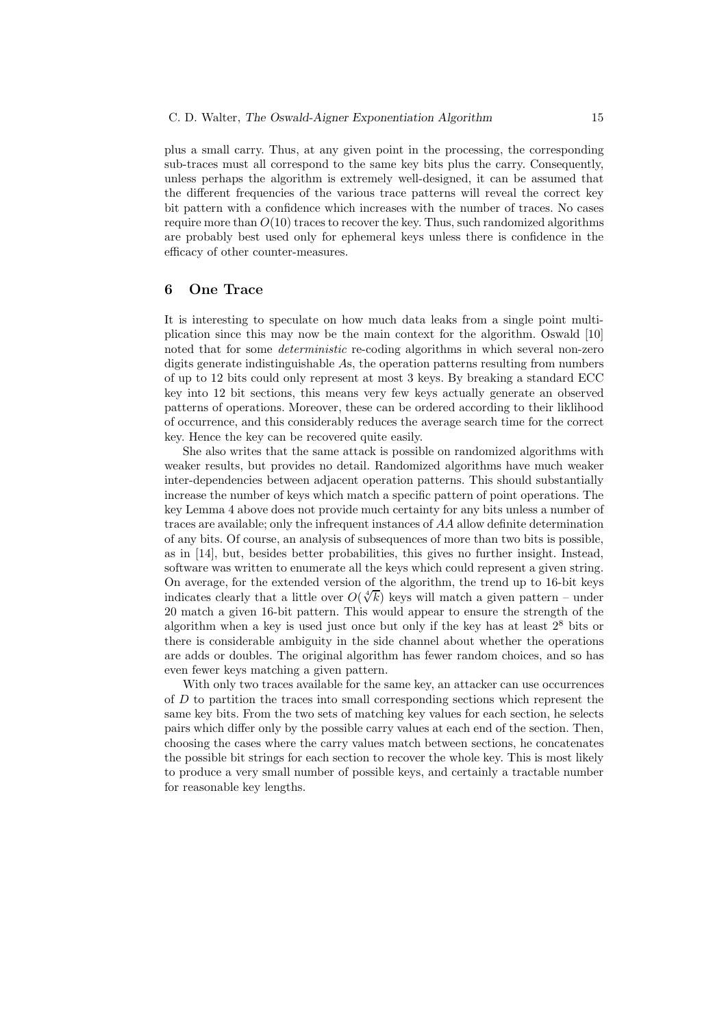plus a small carry. Thus, at any given point in the processing, the corresponding sub-traces must all correspond to the same key bits plus the carry. Consequently, unless perhaps the algorithm is extremely well-designed, it can be assumed that the different frequencies of the various trace patterns will reveal the correct key bit pattern with a confidence which increases with the number of traces. No cases require more than $O(10)$ traces to recover the key. Thus, such randomized algorithms are probably best used only for ephemeral keys unless there is confidence in the efficacy of other counter-measures.

## 6 One Trace

It is interesting to speculate on how much data leaks from a single point multiplication since this may now be the main context for the algorithm. Oswald [10] noted that for some *deterministic* re-coding algorithms in which several non-zero digits generate indistinguishable $A$s, the operation patterns resulting from numbers of up to 12 bits could only represent at most 3 keys. By breaking a standard ECC key into 12 bit sections, this means very few keys actually generate an observed patterns of operations. Moreover, these can be ordered according to their liklihood of occurrence, and this considerably reduces the average search time for the correct key. Hence the key can be recovered quite easily.

She also writes that the same attack is possible on randomized algorithms with weaker results, but provides no detail. Randomized algorithms have much weaker inter-dependencies between adjacent operation patterns. This should substantially increase the number of keys which match a specific pattern of point operations. The key Lemma 4 above does not provide much certainty for any bits unless a number of traces are available; only the infrequent instances of $AA$ allow definite determination of any bits. Of course, an analysis of subsequences of more than two bits is possible, as in [14], but, besides better probabilities, this gives no further insight. Instead, software was written to enumerate all the keys which could represent a given string. On average, for the extended version of the algorithm, the trend up to 16-bit keys indicates clearly that a little over $O(\sqrt[4]{k})$ keys will match a given pattern – under 20 match a given 16-bit pattern. This would appear to ensure the strength of the algorithm when a key is used just once but only if the key has at least $2^8$ bits or there is considerable ambiguity in the side channel about whether the operations are adds or doubles. The original algorithm has fewer random choices, and so has even fewer keys matching a given pattern.

With only two traces available for the same key, an attacker can use occurrences of $D$ to partition the traces into small corresponding sections which represent the same key bits. From the two sets of matching key values for each section, he selects pairs which differ only by the possible carry values at each end of the section. Then, choosing the cases where the carry values match between sections, he concatenates the possible bit strings for each section to recover the whole key. This is most likely to produce a very small number of possible keys, and certainly a tractable number for reasonable key lengths.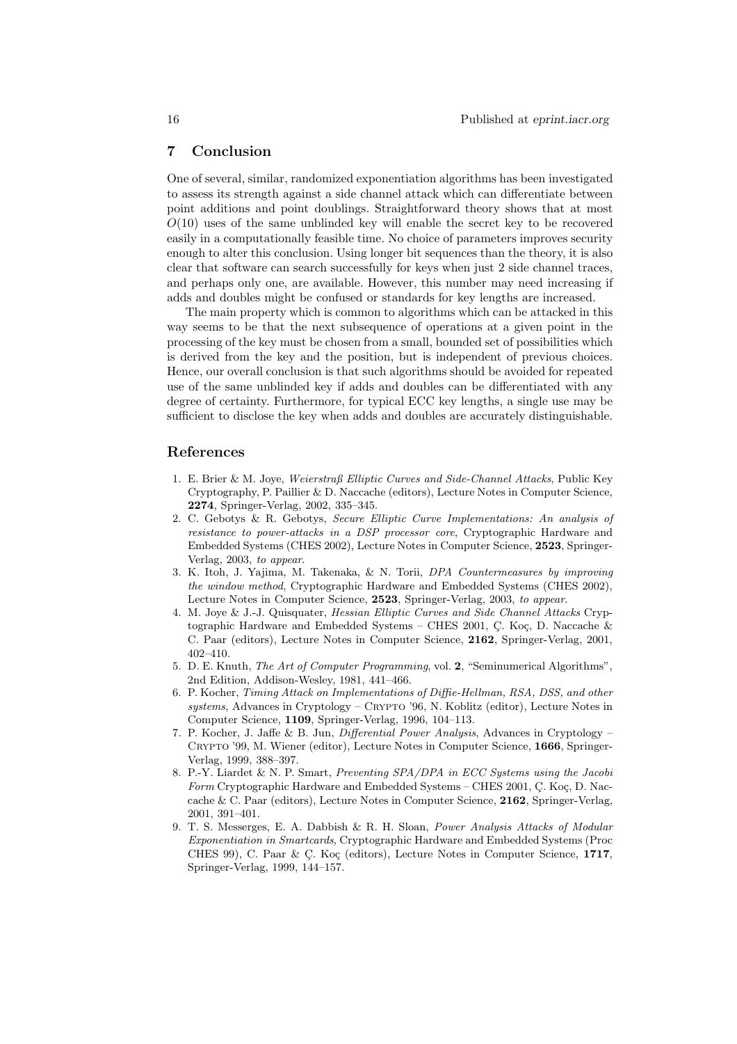## 7 Conclusion

One of several, similar, randomized exponentiation algorithms has been investigated to assess its strength against a side channel attack which can differentiate between point additions and point doublings. Straightforward theory shows that at most $O(10)$ uses of the same unblinded key will enable the secret key to be recovered easily in a computationally feasible time. No choice of parameters improves security enough to alter this conclusion. Using longer bit sequences than the theory, it is also clear that software can search successfully for keys when just 2 side channel traces, and perhaps only one, are available. However, this number may need increasing if adds and doubles might be confused or standards for key lengths are increased.

The main property which is common to algorithms which can be attacked in this way seems to be that the next subsequence of operations at a given point in the processing of the key must be chosen from a small, bounded set of possibilities which is derived from the key and the position, but is independent of previous choices. Hence, our overall conclusion is that such algorithms should be avoided for repeated use of the same unblinded key if adds and doubles can be differentiated with any degree of certainty. Furthermore, for typical ECC key lengths, a single use may be sufficient to disclose the key when adds and doubles are accurately distinguishable.

## References

1. E. Brier & M. Joye, *Weierstraß Elliptic Curves and Side-Channel Attacks*, Public Key Cryptography, P. Paillier & D. Naccache (editors), Lecture Notes in Computer Science, **2274**, Springer-Verlag, 2002, 335–345.
2. C. Gebotys & R. Gebotys, *Secure Elliptic Curve Implementations: An analysis of resistance to power-attacks in a DSP processor core*, Cryptographic Hardware and Embedded Systems (CHES 2002), Lecture Notes in Computer Science, **2523**, Springer-Verlag, 2003, *to appear*.
3. K. Itoh, J. Yajima, M. Takenaka, & N. Torii, *DPA Countermeasures by improving the window method*, Cryptographic Hardware and Embedded Systems (CHES 2002), Lecture Notes in Computer Science, **2523**, Springer-Verlag, 2003, *to appear.*
4. M. Joye & J.-J. Quisquater, *Hessian Elliptic Curves and Side Channel Attacks* Cryptographic Hardware and Embedded Systems – CHES 2001, Ç. Koç, D. Naccache & C. Paar (editors), Lecture Notes in Computer Science, **2162**, Springer-Verlag, 2001, 402–410.
5. D. E. Knuth, *The Art of Computer Programming*, vol. **2**, "Seminumerical Algorithms", 2nd Edition, Addison-Wesley, 1981, 441–466.
6. P. Kocher, *Timing Attack on Implementations of Diffie-Hellman, RSA, DSS, and other systems*, Advances in Cryptology – Crypto '96, N. Koblitz (editor), Lecture Notes in Computer Science, **1109**, Springer-Verlag, 1996, 104–113.
7. P. Kocher, J. Jaffe & B. Jun, *Differential Power Analysis*, Advances in Cryptology – Crypto '99, M. Wiener (editor), Lecture Notes in Computer Science, **1666**, Springer-Verlag, 1999, 388–397.
8. P.-Y. Liardet & N. P. Smart, *Preventing SPA/DPA in ECC Systems using the Jacobi Form* Cryptographic Hardware and Embedded Systems – CHES 2001, Ç. Koç, D. Naccache & C. Paar (editors), Lecture Notes in Computer Science, **2162**, Springer-Verlag, 2001, 391–401.
9. T. S. Messerges, E. A. Dabbish & R. H. Sloan, *Power Analysis Attacks of Modular Exponentiation in Smartcards*, Cryptographic Hardware and Embedded Systems (Proc CHES 99), C. Paar & Ç. Koç (editors), Lecture Notes in Computer Science, **1717**, Springer-Verlag, 1999, 144–157.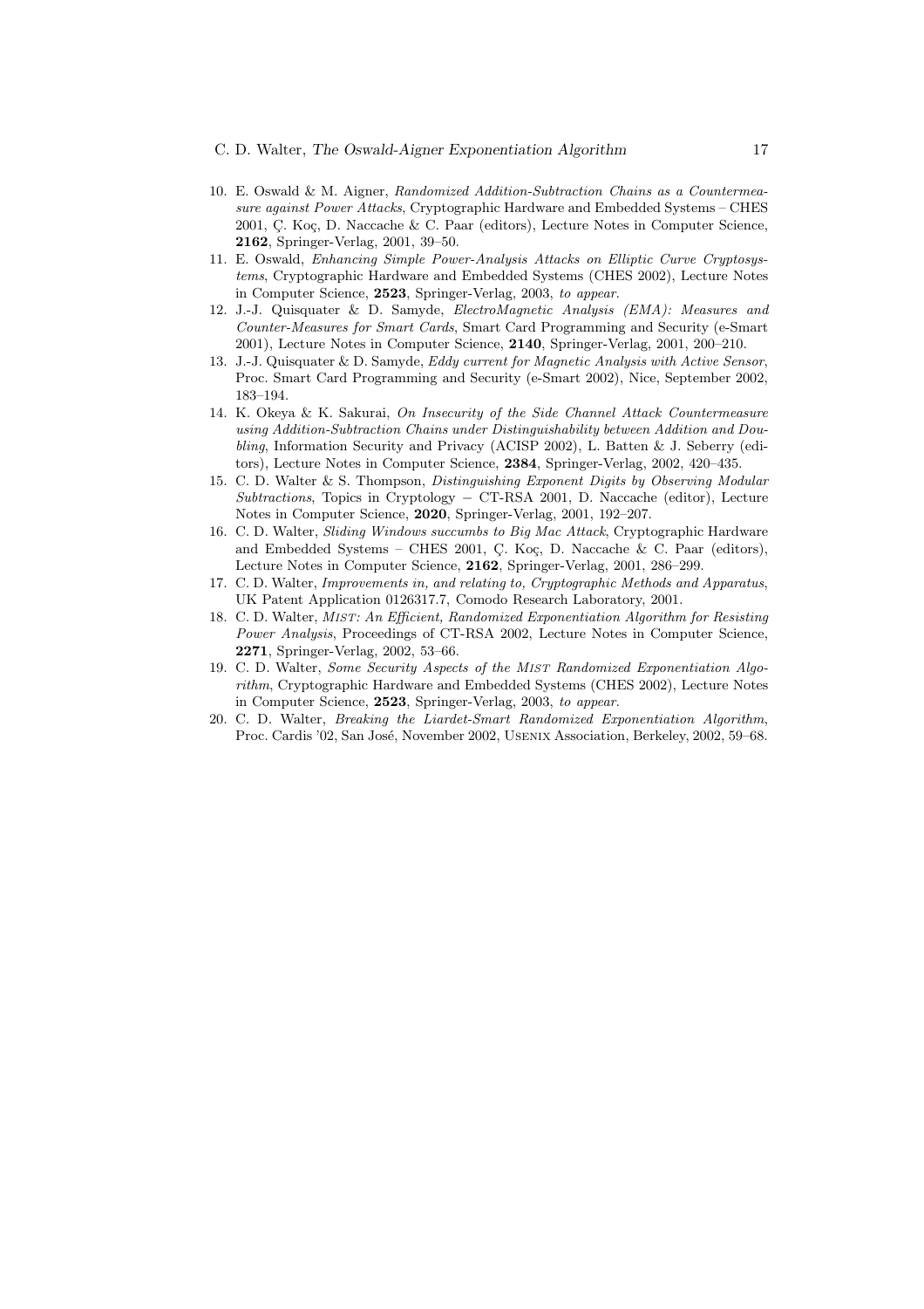10. E. Oswald & M. Aigner, *Randomized Addition-Subtraction Chains as a Countermeasure against Power Attacks*, Cryptographic Hardware and Embedded Systems – CHES 2001, Ç. Koç, D. Naccache & C. Paar (editors), Lecture Notes in Computer Science, **2162**, Springer-Verlag, 2001, 39–50.
11. E. Oswald, *Enhancing Simple Power-Analysis Attacks on Elliptic Curve Cryptosystems*, Cryptographic Hardware and Embedded Systems (CHES 2002), Lecture Notes in Computer Science, **2523**, Springer-Verlag, 2003, *to appear*.
12. J.-J. Quisquater & D. Samyde, *ElectroMagnetic Analysis (EMA): Measures and Counter-Measures for Smart Cards*, Smart Card Programming and Security (e-Smart 2001), Lecture Notes in Computer Science, **2140**, Springer-Verlag, 2001, 200–210.
13. J.-J. Quisquater & D. Samyde, *Eddy current for Magnetic Analysis with Active Sensor*, Proc. Smart Card Programming and Security (e-Smart 2002), Nice, September 2002, 183–194.
14. K. Okeya & K. Sakurai, *On Insecurity of the Side Channel Attack Countermeasure using Addition-Subtraction Chains under Distinguishability between Addition and Doubling*, Information Security and Privacy (ACISP 2002), L. Batten & J. Seberry (editors), Lecture Notes in Computer Science, **2384**, Springer-Verlag, 2002, 420–435.
15. C. D. Walter & S. Thompson, *Distinguishing Exponent Digits by Observing Modular Subtractions*, Topics in Cryptology – CT-RSA 2001, D. Naccache (editor), Lecture Notes in Computer Science, **2020**, Springer-Verlag, 2001, 192–207.
16. C. D. Walter, *Sliding Windows succumbs to Big Mac Attack*, Cryptographic Hardware and Embedded Systems – CHES 2001, Ç. Koç, D. Naccache & C. Paar (editors), Lecture Notes in Computer Science, **2162**, Springer-Verlag, 2001, 286–299.
17. C. D. Walter, *Improvements in, and relating to, Cryptographic Methods and Apparatus*, UK Patent Application 0126317.7, Comodo Research Laboratory, 2001.
18. C. D. Walter, *MIST: An Efficient, Randomized Exponentiation Algorithm for Resisting Power Analysis*, Proceedings of CT-RSA 2002, Lecture Notes in Computer Science, **2271**, Springer-Verlag, 2002, 53–66.
19. C. D. Walter, *Some Security Aspects of the MIST Randomized Exponentiation Algorithm*, Cryptographic Hardware and Embedded Systems (CHES 2002), Lecture Notes in Computer Science, **2523**, Springer-Verlag, 2003, *to appear*.
20. C. D. Walter, *Breaking the Liardet-Smart Randomized Exponentiation Algorithm*, Proc. Cardis '02, San José, November 2002, USENIX Association, Berkeley, 2002, 59–68.